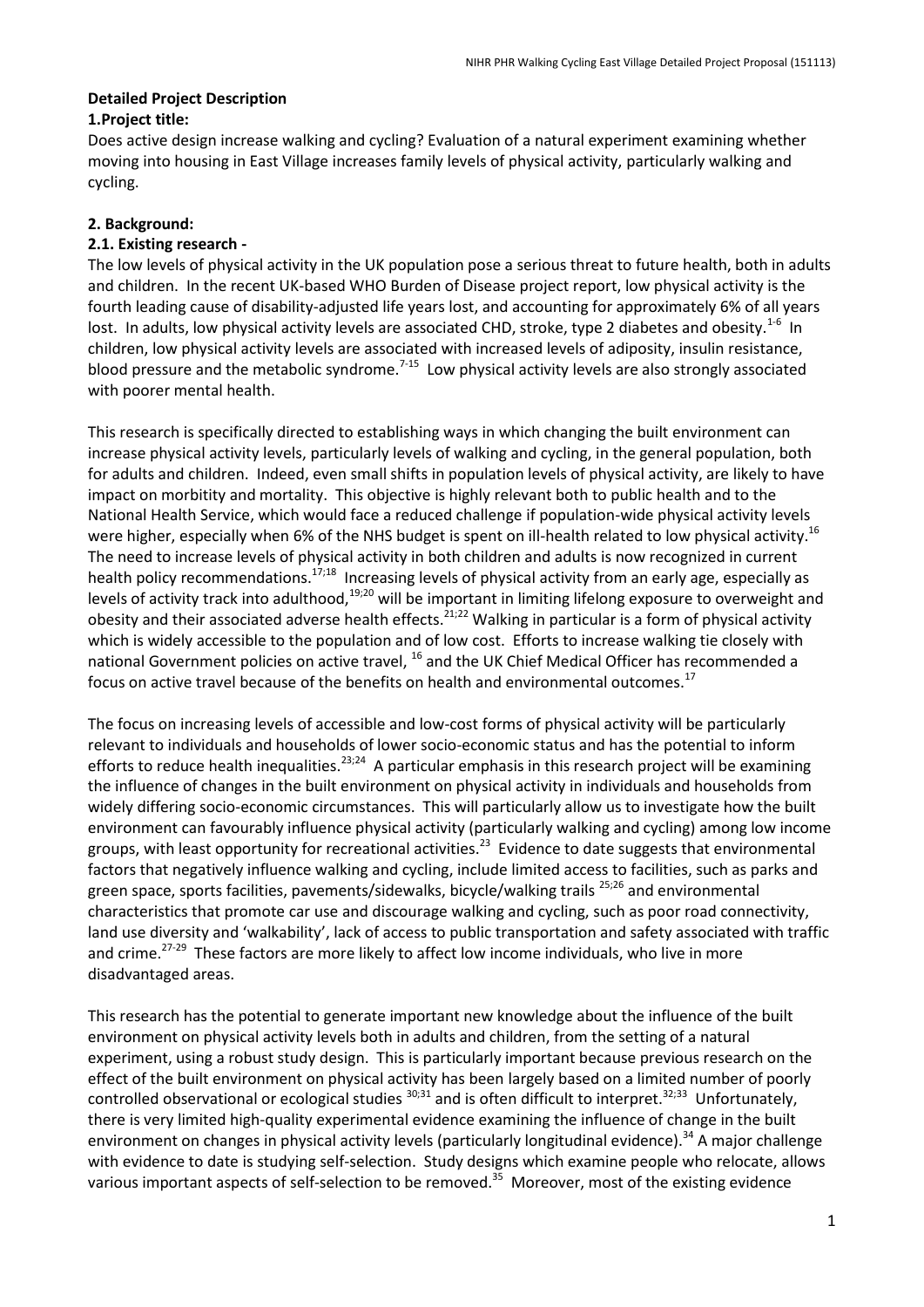**Detailed Project Description**

**1.Project title:**

Does active design increase walking and cycling? Evaluation of a natural experiment examining whether moving into housing in East Village increases family levels of physical activity, particularly walking and cycling.

**2. Background:**

**2.1. Existing research -**

The low levels of physical activity in the UK population pose a serious threat to future health, both in adults and children. In the recent UK-based WHO Burden of Disease project report, low physical activity is the fourth leading cause of disability-adjusted life years lost, and accounting for approximately 6% of all years lost. In adults, low physical activity levels are associated CHD, stroke, type 2 diabetes and obesity.[1-6] In children, low physical activity levels are associated with increased levels of adiposity, insulin resistance, blood pressure and the metabolic syndrome.[7-15] Low physical activity levels are also strongly associated with poorer mental health.

This research is specifically directed to establishing ways in which changing the built environment can increase physical activity levels, particularly levels of walking and cycling, in the general population, both for adults and children. Indeed, even small shifts in population levels of physical activity, are likely to have impact on morbidity and mortality. This objective is highly relevant both to public health and to the National Health Service, which would face a reduced challenge if population-wide physical activity levels were higher, especially when 6% of the NHS budget is spent on ill-health related to low physical activity.[16] The need to increase levels of physical activity in both children and adults is now recognized in current health policy recommendations.[17;18] Increasing levels of physical activity from an early age, especially as levels of activity track into adulthood,[19;20] will be important in limiting lifelong exposure to overweight and obesity and their associated adverse health effects.[21;22] Walking in particular is a form of physical activity which is widely accessible to the population and of low cost. Efforts to increase walking tie closely with national Government policies on active travel, [16] and the UK Chief Medical Officer has recommended a focus on active travel because of the benefits on health and environmental outcomes.[17]

The focus on increasing levels of accessible and low-cost forms of physical activity will be particularly relevant to individuals and households of lower socio-economic status and has the potential to inform efforts to reduce health inequalities.[23;24] A particular emphasis in this research project will be examining the influence of changes in the built environment on physical activity in individuals and households from widely differing socio-economic circumstances. This will particularly allow us to investigate how the built environment can favourably influence physical activity (particularly walking and cycling) among low income groups, with least opportunity for recreational activities.[23] Evidence to date suggests that environmental factors that negatively influence walking and cycling, include limited access to facilities, such as parks and green space, sports facilities, pavements/sidewalks, bicycle/walking trails [25;26] and environmental characteristics that promote car use and discourage walking and cycling, such as poor road connectivity, land use diversity and 'walkability', lack of access to public transportation and safety associated with traffic and crime.[27-29] These factors are more likely to affect low income individuals, who live in more disadvantaged areas.

This research has the potential to generate important new knowledge about the influence of the built environment on physical activity levels both in adults and children, from the setting of a natural experiment, using a robust study design. This is particularly important because previous research on the effect of the built environment on physical activity has been largely based on a limited number of poorly controlled observational or ecological studies [30;31] and is often difficult to interpret.[32;33] Unfortunately, there is very limited high-quality experimental evidence examining the influence of change in the built environment on changes in physical activity levels (particularly longitudinal evidence).[34] A major challenge with evidence to date is studying self-selection. Study designs which examine people who relocate, allows various important aspects of self-selection to be removed.[35] Moreover, most of the existing evidence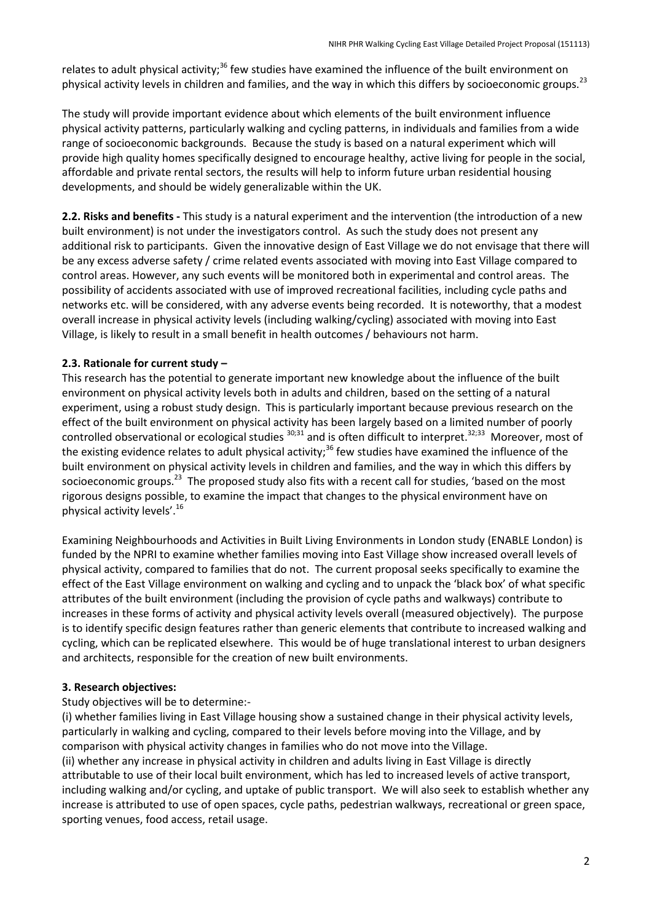relates to adult physical activity;[36] few studies have examined the influence of the built environment on physical activity levels in children and families, and the way in which this differs by socioeconomic groups.[23]

The study will provide important evidence about which elements of the built environment influence physical activity patterns, particularly walking and cycling patterns, in individuals and families from a wide range of socioeconomic backgrounds. Because the study is based on a natural experiment which will provide high quality homes specifically designed to encourage healthy, active living for people in the social, affordable and private rental sectors, the results will help to inform future urban residential housing developments, and should be widely generalizable within the UK.

**2.2. Risks and benefits -** This study is a natural experiment and the intervention (the introduction of a new built environment) is not under the investigators control. As such the study does not present any additional risk to participants. Given the innovative design of East Village we do not envisage that there will be any excess adverse safety / crime related events associated with moving into East Village compared to control areas. However, any such events will be monitored both in experimental and control areas. The possibility of accidents associated with use of improved recreational facilities, including cycle paths and networks etc. will be considered, with any adverse events being recorded. It is noteworthy, that a modest overall increase in physical activity levels (including walking/cycling) associated with moving into East Village, is likely to result in a small benefit in health outcomes / behaviours not harm.

**2.3. Rationale for current study –**

This research has the potential to generate important new knowledge about the influence of the built environment on physical activity levels both in adults and children, based on the setting of a natural experiment, using a robust study design. This is particularly important because previous research on the effect of the built environment on physical activity has been largely based on a limited number of poorly controlled observational or ecological studies [30;31] and is often difficult to interpret.[32;33] Moreover, most of the existing evidence relates to adult physical activity;[36] few studies have examined the influence of the built environment on physical activity levels in children and families, and the way in which this differs by socioeconomic groups.[23] The proposed study also fits with a recent call for studies, 'based on the most rigorous designs possible, to examine the impact that changes to the physical environment have on physical activity levels'.[16]

Examining Neighbourhoods and Activities in Built Living Environments in London study (ENABLE London) is funded by the NPRI to examine whether families moving into East Village show increased overall levels of physical activity, compared to families that do not. The current proposal seeks specifically to examine the effect of the East Village environment on walking and cycling and to unpack the 'black box' of what specific attributes of the built environment (including the provision of cycle paths and walkways) contribute to increases in these forms of activity and physical activity levels overall (measured objectively). The purpose is to identify specific design features rather than generic elements that contribute to increased walking and cycling, which can be replicated elsewhere. This would be of huge translational interest to urban designers and architects, responsible for the creation of new built environments.

**3. Research objectives:**

Study objectives will be to determine:-

(i) whether families living in East Village housing show a sustained change in their physical activity levels, particularly in walking and cycling, compared to their levels before moving into the Village, and by comparison with physical activity changes in families who do not move into the Village.

(ii) whether any increase in physical activity in children and adults living in East Village is directly attributable to use of their local built environment, which has led to increased levels of active transport, including walking and/or cycling, and uptake of public transport. We will also seek to establish whether any increase is attributed to use of open spaces, cycle paths, pedestrian walkways, recreational or green space, sporting venues, food access, retail usage.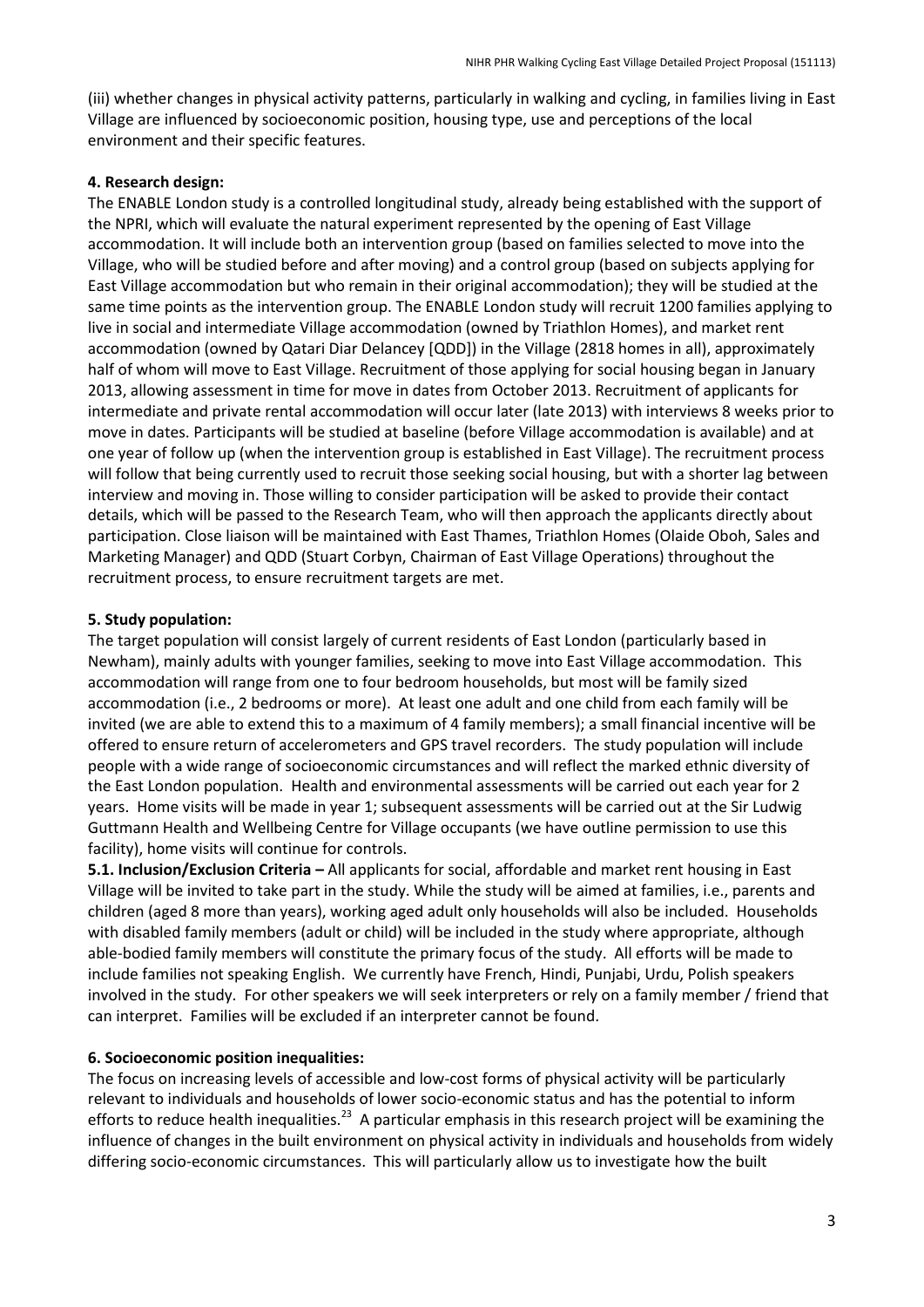(iii) whether changes in physical activity patterns, particularly in walking and cycling, in families living in East Village are influenced by socioeconomic position, housing type, use and perceptions of the local environment and their specific features.

## 4. Research design:

The ENABLE London study is a controlled longitudinal study, already being established with the support of the NPRI, which will evaluate the natural experiment represented by the opening of East Village accommodation. It will include both an intervention group (based on families selected to move into the Village, who will be studied before and after moving) and a control group (based on subjects applying for East Village accommodation but who remain in their original accommodation); they will be studied at the same time points as the intervention group. The ENABLE London study will recruit 1200 families applying to live in social and intermediate Village accommodation (owned by Triathlon Homes), and market rent accommodation (owned by Qatari Diar Delancey [QDD]) in the Village (2818 homes in all), approximately half of whom will move to East Village. Recruitment of those applying for social housing began in January 2013, allowing assessment in time for move in dates from October 2013. Recruitment of applicants for intermediate and private rental accommodation will occur later (late 2013) with interviews 8 weeks prior to move in dates. Participants will be studied at baseline (before Village accommodation is available) and at one year of follow up (when the intervention group is established in East Village). The recruitment process will follow that being currently used to recruit those seeking social housing, but with a shorter lag between interview and moving in. Those willing to consider participation will be asked to provide their contact details, which will be passed to the Research Team, who will then approach the applicants directly about participation. Close liaison will be maintained with East Thames, Triathlon Homes (Olaide Oboh, Sales and Marketing Manager) and QDD (Stuart Corbyn, Chairman of East Village Operations) throughout the recruitment process, to ensure recruitment targets are met.

## 5. Study population:

The target population will consist largely of current residents of East London (particularly based in Newham), mainly adults with younger families, seeking to move into East Village accommodation. This accommodation will range from one to four bedroom households, but most will be family sized accommodation (i.e., 2 bedrooms or more). At least one adult and one child from each family will be invited (we are able to extend this to a maximum of 4 family members); a small financial incentive will be offered to ensure return of accelerometers and GPS travel recorders. The study population will include people with a wide range of socioeconomic circumstances and will reflect the marked ethnic diversity of the East London population. Health and environmental assessments will be carried out each year for 2 years. Home visits will be made in year 1; subsequent assessments will be carried out at the Sir Ludwig Guttmann Health and Wellbeing Centre for Village occupants (we have outline permission to use this facility), home visits will continue for controls.

**5.1. Inclusion/Exclusion Criteria –** All applicants for social, affordable and market rent housing in East Village will be invited to take part in the study. While the study will be aimed at families, i.e., parents and children (aged 8 more than years), working aged adult only households will also be included. Households with disabled family members (adult or child) will be included in the study where appropriate, although able-bodied family members will constitute the primary focus of the study. All efforts will be made to include families not speaking English. We currently have French, Hindi, Punjabi, Urdu, Polish speakers involved in the study. For other speakers we will seek interpreters or rely on a family member / friend that can interpret. Families will be excluded if an interpreter cannot be found.

## 6. Socioeconomic position inequalities:

The focus on increasing levels of accessible and low-cost forms of physical activity will be particularly relevant to individuals and households of lower socio-economic status and has the potential to inform efforts to reduce health inequalities.[23] A particular emphasis in this research project will be examining the influence of changes in the built environment on physical activity in individuals and households from widely differing socio-economic circumstances. This will particularly allow us to investigate how the built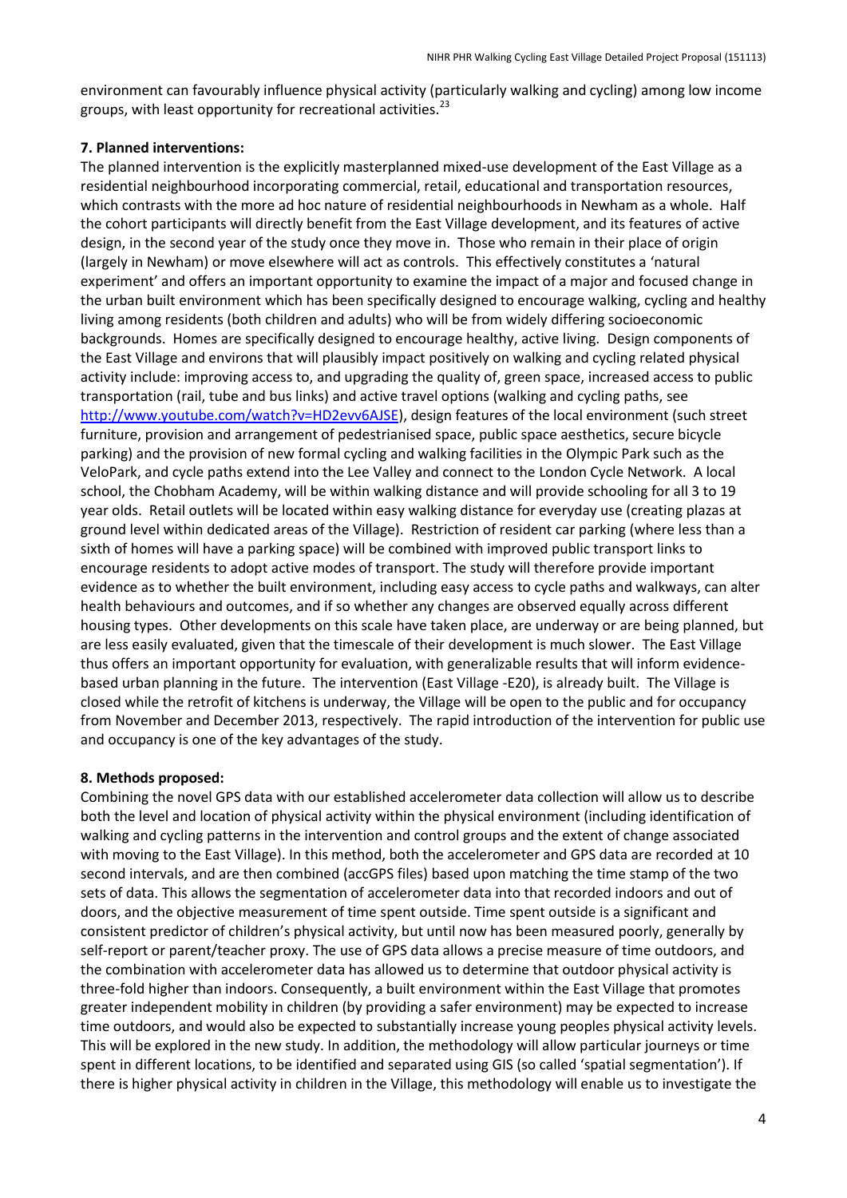environment can favourably influence physical activity (particularly walking and cycling) among low income groups, with least opportunity for recreational activities.[23]

**7. Planned interventions:**

The planned intervention is the explicitly masterplanned mixed-use development of the East Village as a residential neighbourhood incorporating commercial, retail, educational and transportation resources, which contrasts with the more ad hoc nature of residential neighbourhoods in Newham as a whole. Half the cohort participants will directly benefit from the East Village development, and its features of active design, in the second year of the study once they move in. Those who remain in their place of origin (largely in Newham) or move elsewhere will act as controls. This effectively constitutes a 'natural experiment' and offers an important opportunity to examine the impact of a major and focused change in the urban built environment which has been specifically designed to encourage walking, cycling and healthy living among residents (both children and adults) who will be from widely differing socioeconomic backgrounds. Homes are specifically designed to encourage healthy, active living. Design components of the East Village and environs that will plausibly impact positively on walking and cycling related physical activity include: improving access to, and upgrading the quality of, green space, increased access to public transportation (rail, tube and bus links) and active travel options (walking and cycling paths, see http://www.youtube.com/watch?v=HD2evv6AJSE), design features of the local environment (such street furniture, provision and arrangement of pedestrianised space, public space aesthetics, secure bicycle parking) and the provision of new formal cycling and walking facilities in the Olympic Park such as the VeloPark, and cycle paths extend into the Lee Valley and connect to the London Cycle Network. A local school, the Chobham Academy, will be within walking distance and will provide schooling for all 3 to 19 year olds. Retail outlets will be located within easy walking distance for everyday use (creating plazas at ground level within dedicated areas of the Village). Restriction of resident car parking (where less than a sixth of homes will have a parking space) will be combined with improved public transport links to encourage residents to adopt active modes of transport. The study will therefore provide important evidence as to whether the built environment, including easy access to cycle paths and walkways, can alter health behaviours and outcomes, and if so whether any changes are observed equally across different housing types. Other developments on this scale have taken place, are underway or are being planned, but are less easily evaluated, given that the timescale of their development is much slower. The East Village thus offers an important opportunity for evaluation, with generalizable results that will inform evidence-based urban planning in the future. The intervention (East Village -E20), is already built. The Village is closed while the retrofit of kitchens is underway, the Village will be open to the public and for occupancy from November and December 2013, respectively. The rapid introduction of the intervention for public use and occupancy is one of the key advantages of the study.

**8. Methods proposed:**

Combining the novel GPS data with our established accelerometer data collection will allow us to describe both the level and location of physical activity within the physical environment (including identification of walking and cycling patterns in the intervention and control groups and the extent of change associated with moving to the East Village). In this method, both the accelerometer and GPS data are recorded at 10 second intervals, and are then combined (accGPS files) based upon matching the time stamp of the two sets of data. This allows the segmentation of accelerometer data into that recorded indoors and out of doors, and the objective measurement of time spent outside. Time spent outside is a significant and consistent predictor of children's physical activity, but until now has been measured poorly, generally by self-report or parent/teacher proxy. The use of GPS data allows a precise measure of time outdoors, and the combination with accelerometer data has allowed us to determine that outdoor physical activity is three-fold higher than indoors. Consequently, a built environment within the East Village that promotes greater independent mobility in children (by providing a safer environment) may be expected to increase time outdoors, and would also be expected to substantially increase young peoples physical activity levels. This will be explored in the new study. In addition, the methodology will allow particular journeys or time spent in different locations, to be identified and separated using GIS (so called 'spatial segmentation'). If there is higher physical activity in children in the Village, this methodology will enable us to investigate the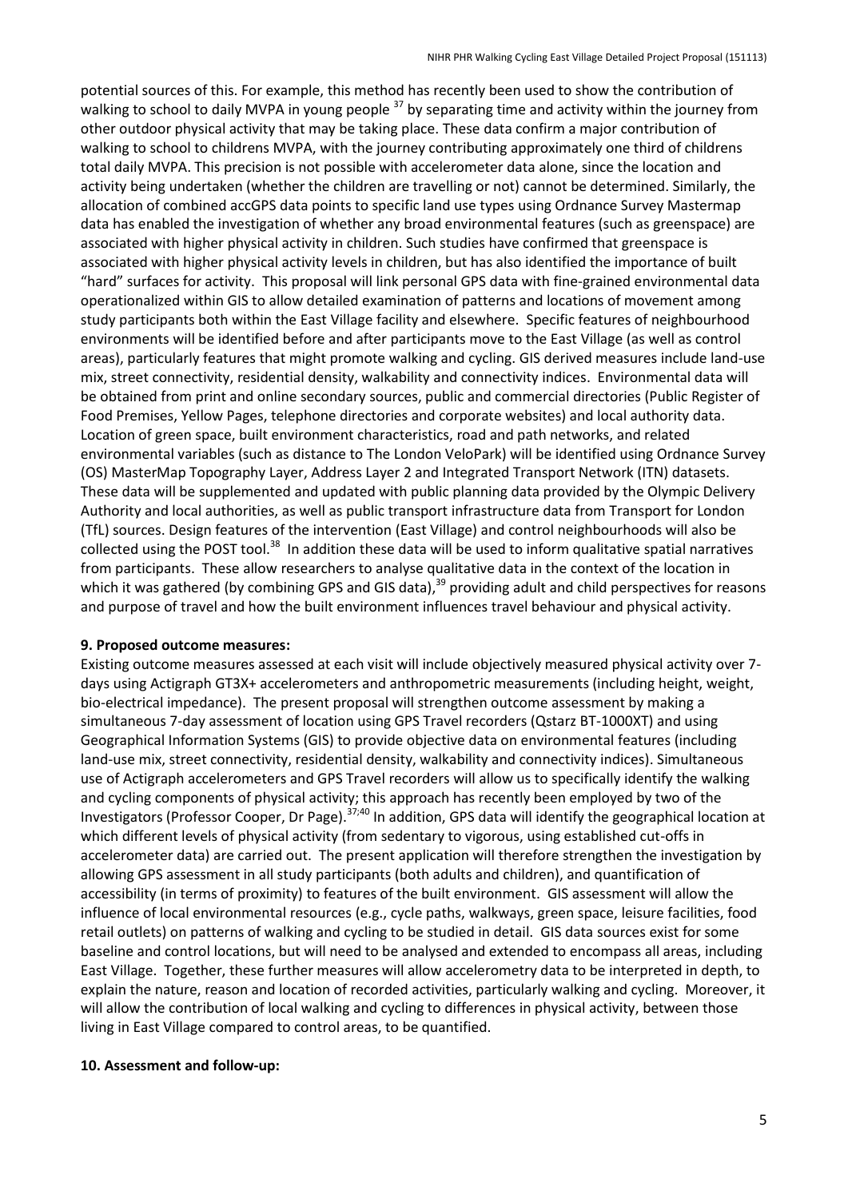potential sources of this. For example, this method has recently been used to show the contribution of walking to school to daily MVPA in young people [37] by separating time and activity within the journey from other outdoor physical activity that may be taking place. These data confirm a major contribution of walking to school to childrens MVPA, with the journey contributing approximately one third of childrens total daily MVPA. This precision is not possible with accelerometer data alone, since the location and activity being undertaken (whether the children are travelling or not) cannot be determined. Similarly, the allocation of combined accGPS data points to specific land use types using Ordnance Survey Mastermap data has enabled the investigation of whether any broad environmental features (such as greenspace) are associated with higher physical activity in children. Such studies have confirmed that greenspace is associated with higher physical activity levels in children, but has also identified the importance of built "hard" surfaces for activity. This proposal will link personal GPS data with fine-grained environmental data operationalized within GIS to allow detailed examination of patterns and locations of movement among study participants both within the East Village facility and elsewhere. Specific features of neighbourhood environments will be identified before and after participants move to the East Village (as well as control areas), particularly features that might promote walking and cycling. GIS derived measures include land-use mix, street connectivity, residential density, walkability and connectivity indices. Environmental data will be obtained from print and online secondary sources, public and commercial directories (Public Register of Food Premises, Yellow Pages, telephone directories and corporate websites) and local authority data. Location of green space, built environment characteristics, road and path networks, and related environmental variables (such as distance to The London VeloPark) will be identified using Ordnance Survey (OS) MasterMap Topography Layer, Address Layer 2 and Integrated Transport Network (ITN) datasets. These data will be supplemented and updated with public planning data provided by the Olympic Delivery Authority and local authorities, as well as public transport infrastructure data from Transport for London (TfL) sources. Design features of the intervention (East Village) and control neighbourhoods will also be collected using the POST tool.[38] In addition these data will be used to inform qualitative spatial narratives from participants. These allow researchers to analyse qualitative data in the context of the location in which it was gathered (by combining GPS and GIS data),[39] providing adult and child perspectives for reasons and purpose of travel and how the built environment influences travel behaviour and physical activity.

**9. Proposed outcome measures:**

Existing outcome measures assessed at each visit will include objectively measured physical activity over 7-days using Actigraph GT3X+ accelerometers and anthropometric measurements (including height, weight, bio-electrical impedance). The present proposal will strengthen outcome assessment by making a simultaneous 7-day assessment of location using GPS Travel recorders (Qstarz BT-1000XT) and using Geographical Information Systems (GIS) to provide objective data on environmental features (including land-use mix, street connectivity, residential density, walkability and connectivity indices). Simultaneous use of Actigraph accelerometers and GPS Travel recorders will allow us to specifically identify the walking and cycling components of physical activity; this approach has recently been employed by two of the Investigators (Professor Cooper, Dr Page).[37;40] In addition, GPS data will identify the geographical location at which different levels of physical activity (from sedentary to vigorous, using established cut-offs in accelerometer data) are carried out. The present application will therefore strengthen the investigation by allowing GPS assessment in all study participants (both adults and children), and quantification of accessibility (in terms of proximity) to features of the built environment. GIS assessment will allow the influence of local environmental resources (e.g., cycle paths, walkways, green space, leisure facilities, food retail outlets) on patterns of walking and cycling to be studied in detail. GIS data sources exist for some baseline and control locations, but will need to be analysed and extended to encompass all areas, including East Village. Together, these further measures will allow accelerometry data to be interpreted in depth, to explain the nature, reason and location of recorded activities, particularly walking and cycling. Moreover, it will allow the contribution of local walking and cycling to differences in physical activity, between those living in East Village compared to control areas, to be quantified.

**10. Assessment and follow-up:**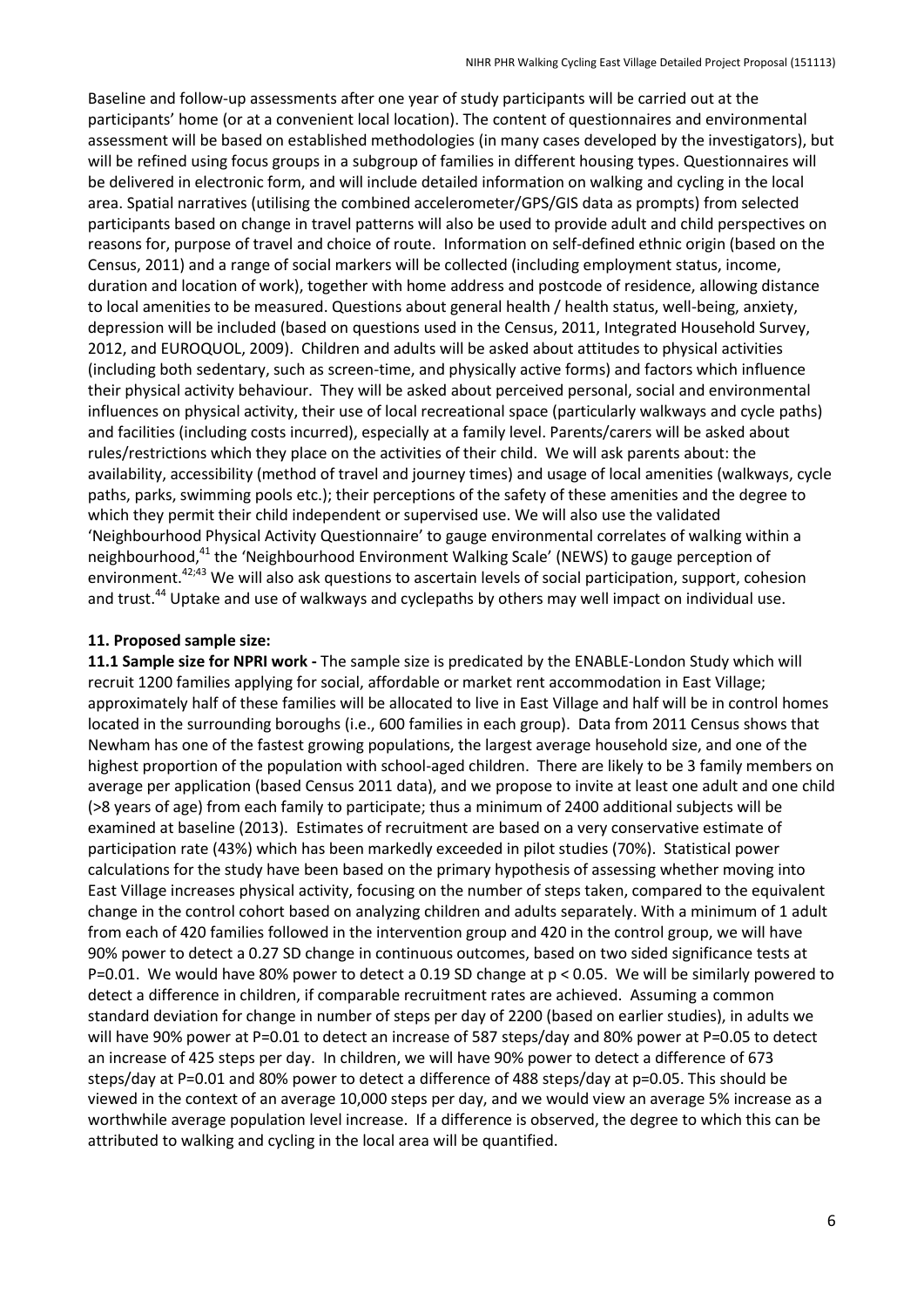Baseline and follow-up assessments after one year of study participants will be carried out at the participants' home (or at a convenient local location). The content of questionnaires and environmental assessment will be based on established methodologies (in many cases developed by the investigators), but will be refined using focus groups in a subgroup of families in different housing types. Questionnaires will be delivered in electronic form, and will include detailed information on walking and cycling in the local area. Spatial narratives (utilising the combined accelerometer/GPS/GIS data as prompts) from selected participants based on change in travel patterns will also be used to provide adult and child perspectives on reasons for, purpose of travel and choice of route. Information on self-defined ethnic origin (based on the Census, 2011) and a range of social markers will be collected (including employment status, income, duration and location of work), together with home address and postcode of residence, allowing distance to local amenities to be measured. Questions about general health / health status, well-being, anxiety, depression will be included (based on questions used in the Census, 2011, Integrated Household Survey, 2012, and EUROQUOL, 2009). Children and adults will be asked about attitudes to physical activities (including both sedentary, such as screen-time, and physically active forms) and factors which influence their physical activity behaviour. They will be asked about perceived personal, social and environmental influences on physical activity, their use of local recreational space (particularly walkways and cycle paths) and facilities (including costs incurred), especially at a family level. Parents/carers will be asked about rules/restrictions which they place on the activities of their child. We will ask parents about: the availability, accessibility (method of travel and journey times) and usage of local amenities (walkways, cycle paths, parks, swimming pools etc.); their perceptions of the safety of these amenities and the degree to which they permit their child independent or supervised use. We will also use the validated 'Neighbourhood Physical Activity Questionnaire' to gauge environmental correlates of walking within a neighbourhood,[41] the 'Neighbourhood Environment Walking Scale' (NEWS) to gauge perception of environment.[42;43] We will also ask questions to ascertain levels of social participation, support, cohesion and trust.[44] Uptake and use of walkways and cyclepaths by others may well impact on individual use.

### 11. Proposed sample size:

**11.1 Sample size for NPRI work -** The sample size is predicated by the ENABLE-London Study which will recruit 1200 families applying for social, affordable or market rent accommodation in East Village; approximately half of these families will be allocated to live in East Village and half will be in control homes located in the surrounding boroughs (i.e., 600 families in each group). Data from 2011 Census shows that Newham has one of the fastest growing populations, the largest average household size, and one of the highest proportion of the population with school-aged children. There are likely to be 3 family members on average per application (based Census 2011 data), and we propose to invite at least one adult and one child (>8 years of age) from each family to participate; thus a minimum of 2400 additional subjects will be examined at baseline (2013). Estimates of recruitment are based on a very conservative estimate of participation rate (43%) which has been markedly exceeded in pilot studies (70%). Statistical power calculations for the study have been based on the primary hypothesis of assessing whether moving into East Village increases physical activity, focusing on the number of steps taken, compared to the equivalent change in the control cohort based on analyzing children and adults separately. With a minimum of 1 adult from each of 420 families followed in the intervention group and 420 in the control group, we will have 90% power to detect a 0.27 SD change in continuous outcomes, based on two sided significance tests at P=0.01. We would have 80% power to detect a 0.19 SD change at $p < 0.05$. We will be similarly powered to detect a difference in children, if comparable recruitment rates are achieved. Assuming a common standard deviation for change in number of steps per day of 2200 (based on earlier studies), in adults we will have 90% power at P=0.01 to detect an increase of 587 steps/day and 80% power at P=0.05 to detect an increase of 425 steps per day. In children, we will have 90% power to detect a difference of 673 steps/day at P=0.01 and 80% power to detect a difference of 488 steps/day at p=0.05. This should be viewed in the context of an average 10,000 steps per day, and we would view an average 5% increase as a worthwhile average population level increase. If a difference is observed, the degree to which this can be attributed to walking and cycling in the local area will be quantified.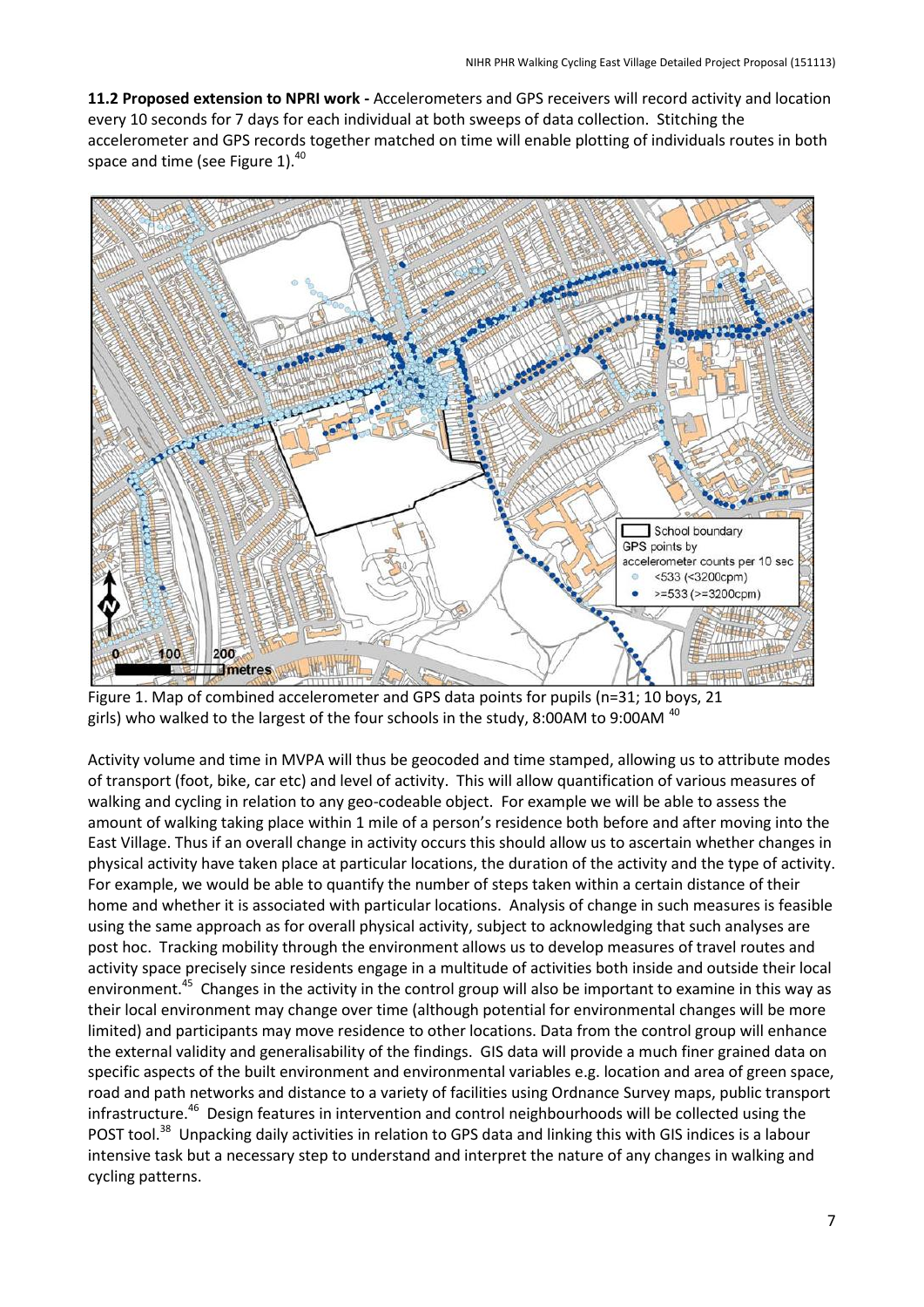**11.2 Proposed extension to NPRI work -** Accelerometers and GPS receivers will record activity and location every 10 seconds for 7 days for each individual at both sweeps of data collection. Stitching the accelerometer and GPS records together matched on time will enable plotting of individuals routes in both space and time (see Figure 1).[40]

Figure 1. Map of combined accelerometer and GPS data points for pupils (n=31; 10 boys, 21 girls) who walked to the largest of the four schools in the study, 8:00AM to 9:00AM [40]

Activity volume and time in MVPA will thus be geocoded and time stamped, allowing us to attribute modes of transport (foot, bike, car etc) and level of activity. This will allow quantification of various measures of walking and cycling in relation to any geo-codeable object. For example we will be able to assess the amount of walking taking place within 1 mile of a person's residence both before and after moving into the East Village. Thus if an overall change in activity occurs this should allow us to ascertain whether changes in physical activity have taken place at particular locations, the duration of the activity and the type of activity. For example, we would be able to quantify the number of steps taken within a certain distance of their home and whether it is associated with particular locations. Analysis of change in such measures is feasible using the same approach as for overall physical activity, subject to acknowledging that such analyses are post hoc. Tracking mobility through the environment allows us to develop measures of travel routes and activity space precisely since residents engage in a multitude of activities both inside and outside their local environment.[45] Changes in the activity in the control group will also be important to examine in this way as their local environment may change over time (although potential for environmental changes will be more limited) and participants may move residence to other locations. Data from the control group will enhance the external validity and generalisability of the findings. GIS data will provide a much finer grained data on specific aspects of the built environment and environmental variables e.g. location and area of green space, road and path networks and distance to a variety of facilities using Ordnance Survey maps, public transport infrastructure.[46] Design features in intervention and control neighbourhoods will be collected using the POST tool.[38] Unpacking daily activities in relation to GPS data and linking this with GIS indices is a labour intensive task but a necessary step to understand and interpret the nature of any changes in walking and cycling patterns.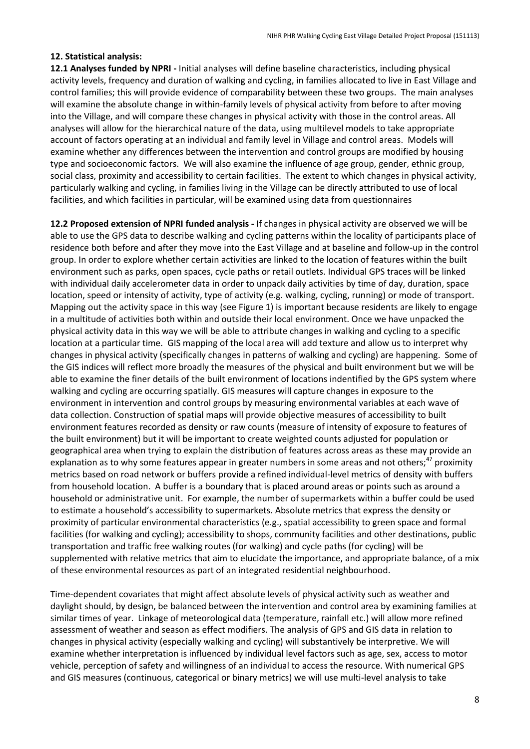### 12. Statistical analysis:

**12.1 Analyses funded by NPRI -** Initial analyses will define baseline characteristics, including physical activity levels, frequency and duration of walking and cycling, in families allocated to live in East Village and control families; this will provide evidence of comparability between these two groups. The main analyses will examine the absolute change in within-family levels of physical activity from before to after moving into the Village, and will compare these changes in physical activity with those in the control areas. All analyses will allow for the hierarchical nature of the data, using multilevel models to take appropriate account of factors operating at an individual and family level in Village and control areas. Models will examine whether any differences between the intervention and control groups are modified by housing type and socioeconomic factors. We will also examine the influence of age group, gender, ethnic group, social class, proximity and accessibility to certain facilities. The extent to which changes in physical activity, particularly walking and cycling, in families living in the Village can be directly attributed to use of local facilities, and which facilities in particular, will be examined using data from questionnaires

**12.2 Proposed extension of NPRI funded analysis -** If changes in physical activity are observed we will be able to use the GPS data to describe walking and cycling patterns within the locality of participants place of residence both before and after they move into the East Village and at baseline and follow-up in the control group. In order to explore whether certain activities are linked to the location of features within the built environment such as parks, open spaces, cycle paths or retail outlets. Individual GPS traces will be linked with individual daily accelerometer data in order to unpack daily activities by time of day, duration, space location, speed or intensity of activity, type of activity (e.g. walking, cycling, running) or mode of transport. Mapping out the activity space in this way (see Figure 1) is important because residents are likely to engage in a multitude of activities both within and outside their local environment. Once we have unpacked the physical activity data in this way we will be able to attribute changes in walking and cycling to a specific location at a particular time. GIS mapping of the local area will add texture and allow us to interpret why changes in physical activity (specifically changes in patterns of walking and cycling) are happening. Some of the GIS indices will reflect more broadly the measures of the physical and built environment but we will be able to examine the finer details of the built environment of locations indentified by the GPS system where walking and cycling are occurring spatially. GIS measures will capture changes in exposure to the environment in intervention and control groups by measuring environmental variables at each wave of data collection. Construction of spatial maps will provide objective measures of accessibility to built environment features recorded as density or raw counts (measure of intensity of exposure to features of the built environment) but it will be important to create weighted counts adjusted for population or geographical area when trying to explain the distribution of features across areas as these may provide an explanation as to why some features appear in greater numbers in some areas and not others;[47] proximity metrics based on road network or buffers provide a refined individual-level metrics of density with buffers from household location. A buffer is a boundary that is placed around areas or points such as around a household or administrative unit. For example, the number of supermarkets within a buffer could be used to estimate a household's accessibility to supermarkets. Absolute metrics that express the density or proximity of particular environmental characteristics (e.g., spatial accessibility to green space and formal facilities (for walking and cycling); accessibility to shops, community facilities and other destinations, public transportation and traffic free walking routes (for walking) and cycle paths (for cycling) will be supplemented with relative metrics that aim to elucidate the importance, and appropriate balance, of a mix of these environmental resources as part of an integrated residential neighbourhood.

Time-dependent covariates that might affect absolute levels of physical activity such as weather and daylight should, by design, be balanced between the intervention and control area by examining families at similar times of year. Linkage of meteorological data (temperature, rainfall etc.) will allow more refined assessment of weather and season as effect modifiers. The analysis of GPS and GIS data in relation to changes in physical activity (especially walking and cycling) will substantively be interpretive. We will examine whether interpretation is influenced by individual level factors such as age, sex, access to motor vehicle, perception of safety and willingness of an individual to access the resource. With numerical GPS and GIS measures (continuous, categorical or binary metrics) we will use multi-level analysis to take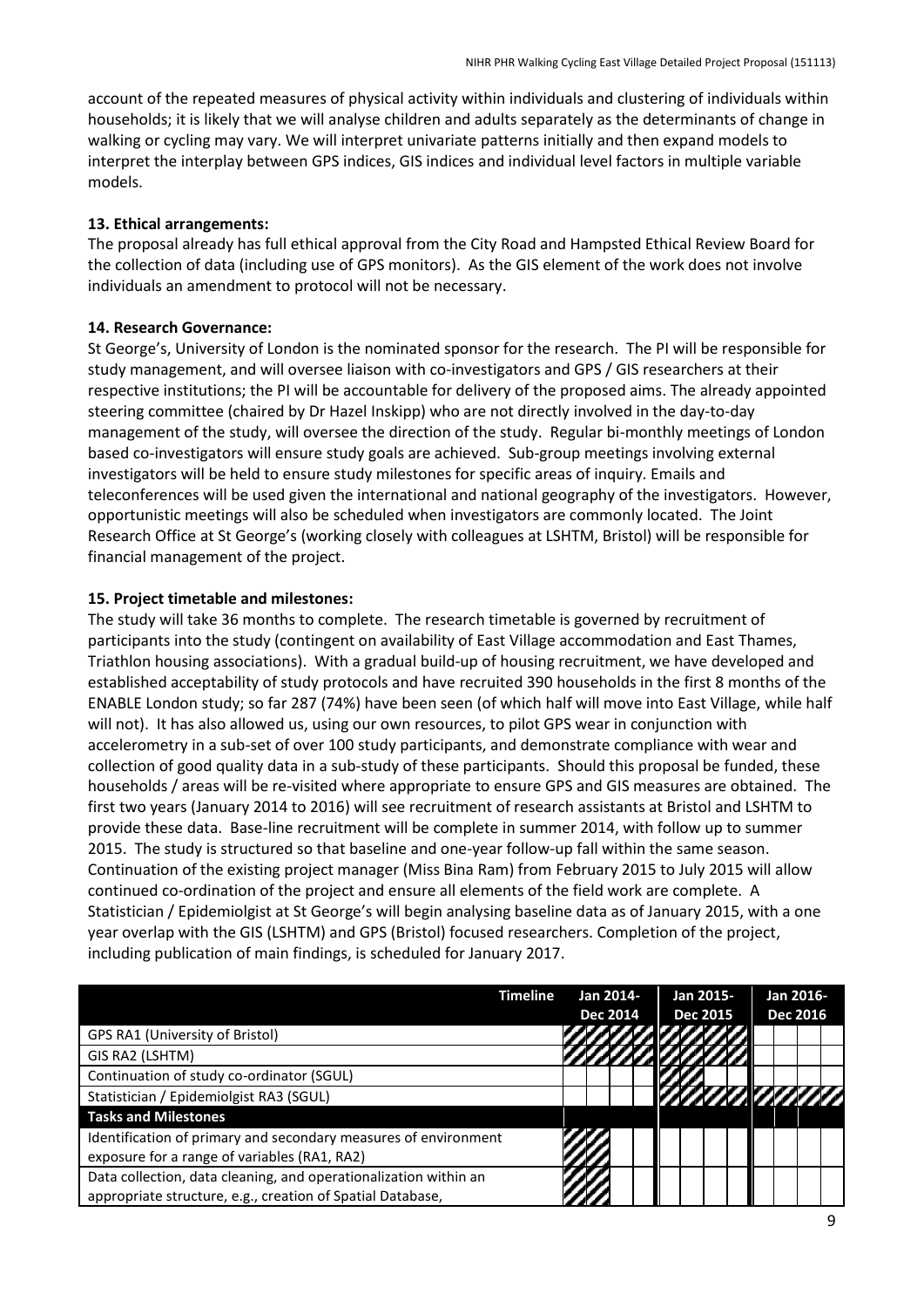account of the repeated measures of physical activity within individuals and clustering of individuals within households; it is likely that we will analyse children and adults separately as the determinants of change in walking or cycling may vary. We will interpret univariate patterns initially and then expand models to interpret the interplay between GPS indices, GIS indices and individual level factors in multiple variable models.

### 13. Ethical arrangements:

The proposal already has full ethical approval from the City Road and Hampsted Ethical Review Board for the collection of data (including use of GPS monitors). As the GIS element of the work does not involve individuals an amendment to protocol will not be necessary.

### 14. Research Governance:

St George's, University of London is the nominated sponsor for the research. The PI will be responsible for study management, and will oversee liaison with co-investigators and GPS / GIS researchers at their respective institutions; the PI will be accountable for delivery of the proposed aims. The already appointed steering committee (chaired by Dr Hazel Inskipp) who are not directly involved in the day-to-day management of the study, will oversee the direction of the study. Regular bi-monthly meetings of London based co-investigators will ensure study goals are achieved. Sub-group meetings involving external investigators will be held to ensure study milestones for specific areas of inquiry. Emails and teleconferences will be used given the international and national geography of the investigators. However, opportunistic meetings will also be scheduled when investigators are commonly located. The Joint Research Office at St George's (working closely with colleagues at LSHTM, Bristol) will be responsible for financial management of the project.

### 15. Project timetable and milestones:

The study will take 36 months to complete. The research timetable is governed by recruitment of participants into the study (contingent on availability of East Village accommodation and East Thames, Triathlon housing associations). With a gradual build-up of housing recruitment, we have developed and established acceptability of study protocols and have recruited 390 households in the first 8 months of the ENABLE London study; so far 287 (74%) have been seen (of which half will move into East Village, while half will not). It has also allowed us, using our own resources, to pilot GPS wear in conjunction with accelerometry in a sub-set of over 100 study participants, and demonstrate compliance with wear and collection of good quality data in a sub-study of these participants. Should this proposal be funded, these households / areas will be re-visited where appropriate to ensure GPS and GIS measures are obtained. The first two years (January 2014 to 2016) will see recruitment of research assistants at Bristol and LSHTM to provide these data. Base-line recruitment will be complete in summer 2014, with follow up to summer 2015. The study is structured so that baseline and one-year follow-up fall within the same season. Continuation of the existing project manager (Miss Bina Ram) from February 2015 to July 2015 will allow continued co-ordination of the project and ensure all elements of the field work are complete. A Statistician / Epidemiolgist at St George's will begin analysing baseline data as of January 2015, with a one year overlap with the GIS (LSHTM) and GPS (Bristol) focused researchers. Completion of the project, including publication of main findings, is scheduled for January 2017.

| Timeline | Jan 2014-Dec 2014 | | | | Jan 2015-Dec 2015 | | | | Jan 2016-Dec 2016 | | | |
|---|---|---|---|---|---|---|---|---|---|---|---|---|
| GPS RA1 (University of Bristol) | X | X | X | X | X | X | X | X | | | | |
| GIS RA2 (LSHTM) | X | X | X | X | X | X | X | X | | | | |
| Continuation of study co-ordinator (SGUL) | | | | | X | X | | | | | | |
| Statistician / Epidemiolgist RA3 (SGUL) | | | | | X | X | X | X | X | X | X | X |
| **Tasks and Milestones** | | | | | | | | | | | | |
| Identification of primary and secondary measures of environment exposure for a range of variables (RA1, RA2) | X | X | | | | | | | | | | |
| Data collection, data cleaning, and operationalization within an appropriate structure, e.g., creation of Spatial Database, | X | X | | | | | | | | | | |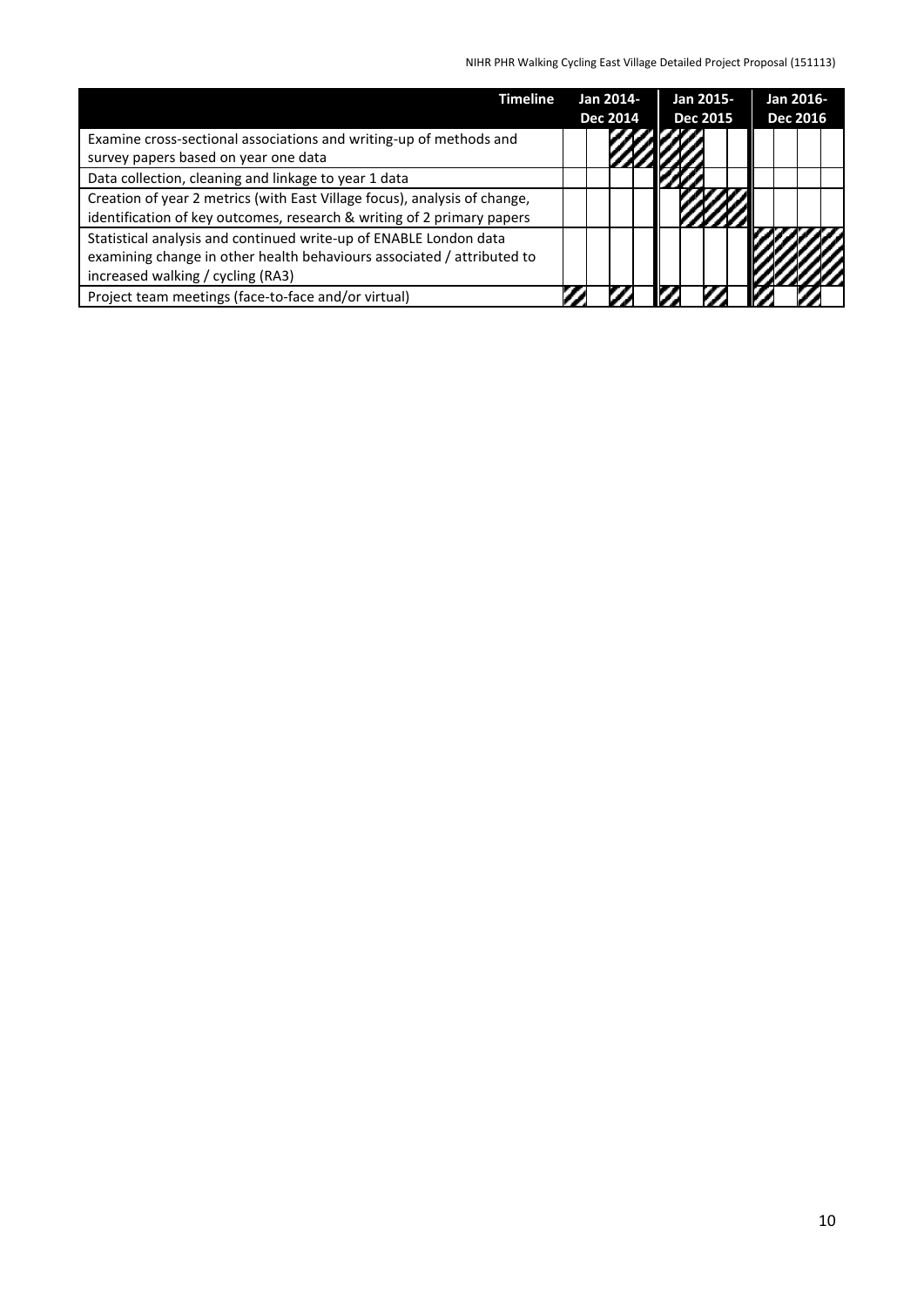| Timeline | Jan 2014-Dec 2014 | | | | Jan 2015-Dec 2015 | | | | Jan 2016-Dec 2016 | | | |
|---|---|---|---|---|---|---|---|---|---|---|---|---|
| Examine cross-sectional associations and writing-up of methods and survey papers based on year one data | | | X | X | X | X | | | | | | |
| Data collection, cleaning and linkage to year 1 data | | | | | X | | | | | | | |
| Creation of year 2 metrics (with East Village focus), analysis of change, identification of key outcomes, research & writing of 2 primary papers | | | | | | X | X | X | | | | |
| Statistical analysis and continued write-up of ENABLE London data examining change in other health behaviours associated / attributed to increased walking / cycling (RA3) | | | | | | | | | X | X | X | X |
| Project team meetings (face-to-face and/or virtual) | X | | X | | X | | X | | X | | X | |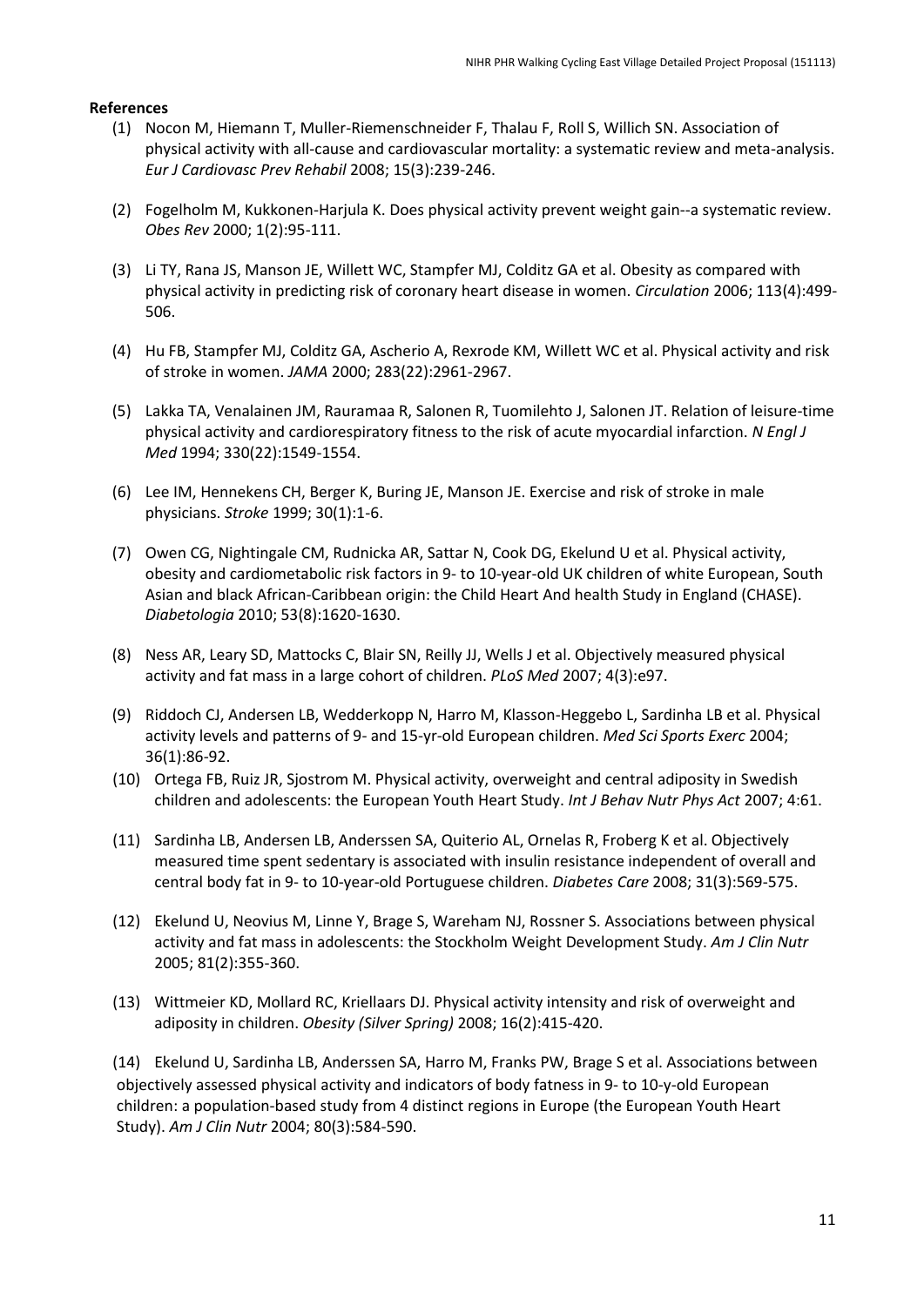**References**

(1) Nocon M, Hiemann T, Muller-Riemenschneider F, Thalau F, Roll S, Willich SN. Association of physical activity with all-cause and cardiovascular mortality: a systematic review and meta-analysis. *Eur J Cardiovasc Prev Rehabil* 2008; 15(3):239-246.

(2) Fogelholm M, Kukkonen-Harjula K. Does physical activity prevent weight gain--a systematic review. *Obes Rev* 2000; 1(2):95-111.

(3) Li TY, Rana JS, Manson JE, Willett WC, Stampfer MJ, Colditz GA et al. Obesity as compared with physical activity in predicting risk of coronary heart disease in women. *Circulation* 2006; 113(4):499-506.

(4) Hu FB, Stampfer MJ, Colditz GA, Ascherio A, Rexrode KM, Willett WC et al. Physical activity and risk of stroke in women. *JAMA* 2000; 283(22):2961-2967.

(5) Lakka TA, Venalainen JM, Rauramaa R, Salonen R, Tuomilehto J, Salonen JT. Relation of leisure-time physical activity and cardiorespiratory fitness to the risk of acute myocardial infarction. *N Engl J Med* 1994; 330(22):1549-1554.

(6) Lee IM, Hennekens CH, Berger K, Buring JE, Manson JE. Exercise and risk of stroke in male physicians. *Stroke* 1999; 30(1):1-6.

(7) Owen CG, Nightingale CM, Rudnicka AR, Sattar N, Cook DG, Ekelund U et al. Physical activity, obesity and cardiometabolic risk factors in 9- to 10-year-old UK children of white European, South Asian and black African-Caribbean origin: the Child Heart And health Study in England (CHASE). *Diabetologia* 2010; 53(8):1620-1630.

(8) Ness AR, Leary SD, Mattocks C, Blair SN, Reilly JJ, Wells J et al. Objectively measured physical activity and fat mass in a large cohort of children. *PLoS Med* 2007; 4(3):e97.

(9) Riddoch CJ, Andersen LB, Wedderkopp N, Harro M, Klasson-Heggebo L, Sardinha LB et al. Physical activity levels and patterns of 9- and 15-yr-old European children. *Med Sci Sports Exerc* 2004; 36(1):86-92.

(10) Ortega FB, Ruiz JR, Sjostrom M. Physical activity, overweight and central adiposity in Swedish children and adolescents: the European Youth Heart Study. *Int J Behav Nutr Phys Act* 2007; 4:61.

(11) Sardinha LB, Andersen LB, Anderssen SA, Quiterio AL, Ornelas R, Froberg K et al. Objectively measured time spent sedentary is associated with insulin resistance independent of overall and central body fat in 9- to 10-year-old Portuguese children. *Diabetes Care* 2008; 31(3):569-575.

(12) Ekelund U, Neovius M, Linne Y, Brage S, Wareham NJ, Rossner S. Associations between physical activity and fat mass in adolescents: the Stockholm Weight Development Study. *Am J Clin Nutr* 2005; 81(2):355-360.

(13) Wittmeier KD, Mollard RC, Kriellaars DJ. Physical activity intensity and risk of overweight and adiposity in children. *Obesity (Silver Spring)* 2008; 16(2):415-420.

(14) Ekelund U, Sardinha LB, Anderssen SA, Harro M, Franks PW, Brage S et al. Associations between objectively assessed physical activity and indicators of body fatness in 9- to 10-y-old European children: a population-based study from 4 distinct regions in Europe (the European Youth Heart Study). *Am J Clin Nutr* 2004; 80(3):584-590.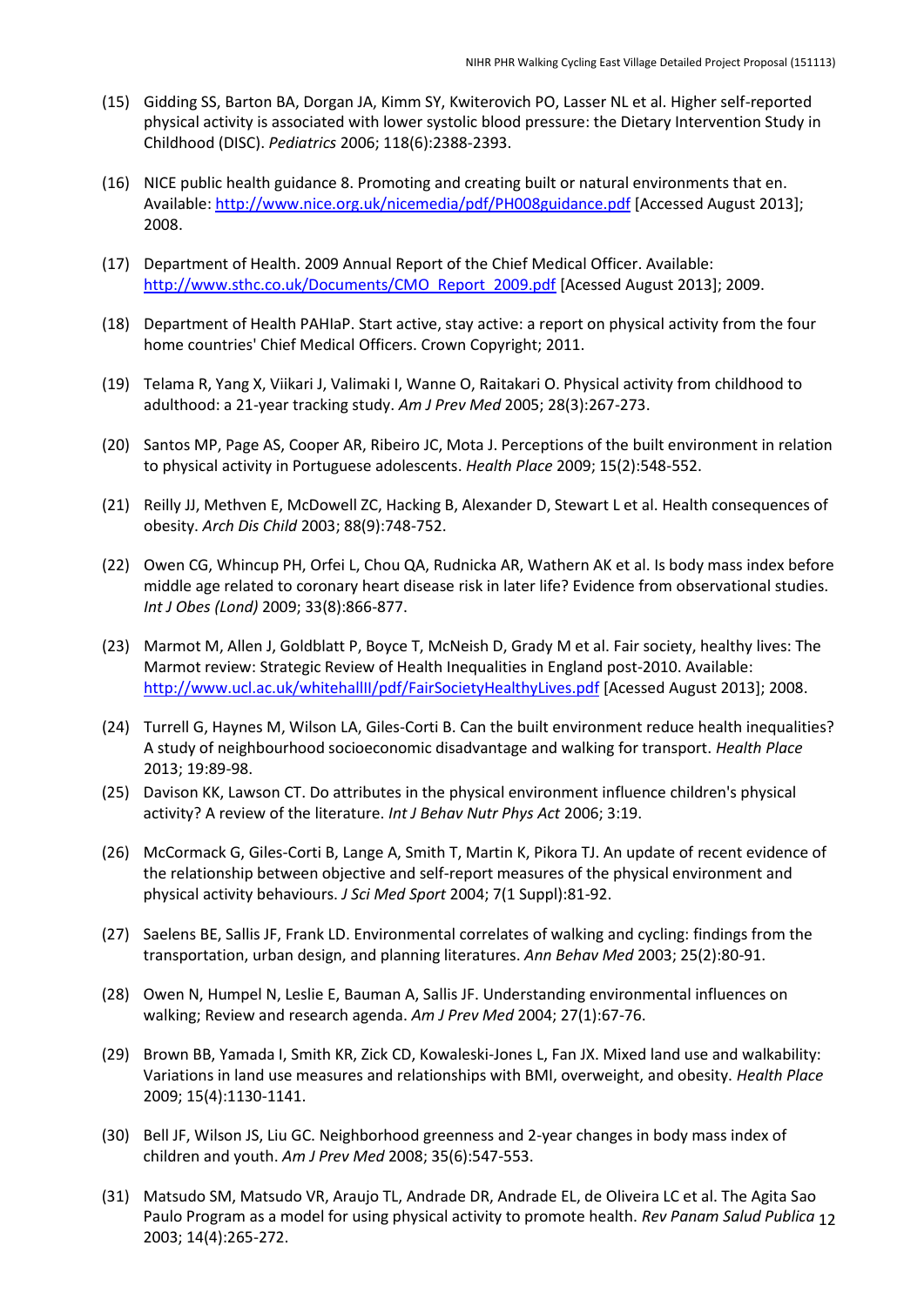(15) Gidding SS, Barton BA, Dorgan JA, Kimm SY, Kwiterovich PO, Lasser NL et al. Higher self-reported physical activity is associated with lower systolic blood pressure: the Dietary Intervention Study in Childhood (DISC). *Pediatrics* 2006; 118(6):2388-2393.

(16) NICE public health guidance 8. Promoting and creating built or natural environments that en. Available: http://www.nice.org.uk/nicemedia/pdf/PH008guidance.pdf [Accessed August 2013]; 2008.

(17) Department of Health. 2009 Annual Report of the Chief Medical Officer. Available: http://www.sthc.co.uk/Documents/CMO_Report_2009.pdf [Acessed August 2013]; 2009.

(18) Department of Health PAHIaP. Start active, stay active: a report on physical activity from the four home countries' Chief Medical Officers. Crown Copyright; 2011.

(19) Telama R, Yang X, Viikari J, Valimaki I, Wanne O, Raitakari O. Physical activity from childhood to adulthood: a 21-year tracking study. *Am J Prev Med* 2005; 28(3):267-273.

(20) Santos MP, Page AS, Cooper AR, Ribeiro JC, Mota J. Perceptions of the built environment in relation to physical activity in Portuguese adolescents. *Health Place* 2009; 15(2):548-552.

(21) Reilly JJ, Methven E, McDowell ZC, Hacking B, Alexander D, Stewart L et al. Health consequences of obesity. *Arch Dis Child* 2003; 88(9):748-752.

(22) Owen CG, Whincup PH, Orfei L, Chou QA, Rudnicka AR, Wathern AK et al. Is body mass index before middle age related to coronary heart disease risk in later life? Evidence from observational studies. *Int J Obes (Lond)* 2009; 33(8):866-877.

(23) Marmot M, Allen J, Goldblatt P, Boyce T, McNeish D, Grady M et al. Fair society, healthy lives: The Marmot review: Strategic Review of Health Inequalities in England post-2010. Available: http://www.ucl.ac.uk/whitehallII/pdf/FairSocietyHealthyLives.pdf [Acessed August 2013]; 2008.

(24) Turrell G, Haynes M, Wilson LA, Giles-Corti B. Can the built environment reduce health inequalities? A study of neighbourhood socioeconomic disadvantage and walking for transport. *Health Place* 2013; 19:89-98.

(25) Davison KK, Lawson CT. Do attributes in the physical environment influence children's physical activity? A review of the literature. *Int J Behav Nutr Phys Act* 2006; 3:19.

(26) McCormack G, Giles-Corti B, Lange A, Smith T, Martin K, Pikora TJ. An update of recent evidence of the relationship between objective and self-report measures of the physical environment and physical activity behaviours. *J Sci Med Sport* 2004; 7(1 Suppl):81-92.

(27) Saelens BE, Sallis JF, Frank LD. Environmental correlates of walking and cycling: findings from the transportation, urban design, and planning literatures. *Ann Behav Med* 2003; 25(2):80-91.

(28) Owen N, Humpel N, Leslie E, Bauman A, Sallis JF. Understanding environmental influences on walking; Review and research agenda. *Am J Prev Med* 2004; 27(1):67-76.

(29) Brown BB, Yamada I, Smith KR, Zick CD, Kowaleski-Jones L, Fan JX. Mixed land use and walkability: Variations in land use measures and relationships with BMI, overweight, and obesity. *Health Place* 2009; 15(4):1130-1141.

(30) Bell JF, Wilson JS, Liu GC. Neighborhood greenness and 2-year changes in body mass index of children and youth. *Am J Prev Med* 2008; 35(6):547-553.

(31) Matsudo SM, Matsudo VR, Araujo TL, Andrade DR, Andrade EL, de Oliveira LC et al. The Agita Sao Paulo Program as a model for using physical activity to promote health. *Rev Panam Salud Publica* 2003; 14(4):265-272.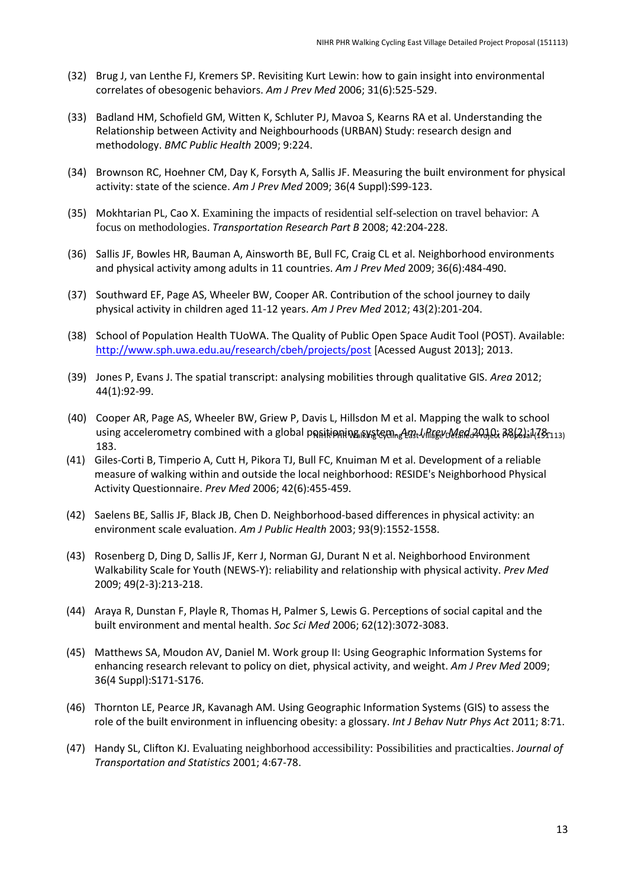(32) Brug J, van Lenthe FJ, Kremers SP. Revisiting Kurt Lewin: how to gain insight into environmental correlates of obesogenic behaviors. *Am J Prev Med* 2006; 31(6):525-529.

(33) Badland HM, Schofield GM, Witten K, Schluter PJ, Mavoa S, Kearns RA et al. Understanding the Relationship between Activity and Neighbourhoods (URBAN) Study: research design and methodology. *BMC Public Health* 2009; 9:224.

(34) Brownson RC, Hoehner CM, Day K, Forsyth A, Sallis JF. Measuring the built environment for physical activity: state of the science. *Am J Prev Med* 2009; 36(4 Suppl):S99-123.

(35) Mokhtarian PL, Cao X. Examining the impacts of residential self-selection on travel behavior: A focus on methodologies. *Transportation Research Part B* 2008; 42:204-228.

(36) Sallis JF, Bowles HR, Bauman A, Ainsworth BE, Bull FC, Craig CL et al. Neighborhood environments and physical activity among adults in 11 countries. *Am J Prev Med* 2009; 36(6):484-490.

(37) Southward EF, Page AS, Wheeler BW, Cooper AR. Contribution of the school journey to daily physical activity in children aged 11-12 years. *Am J Prev Med* 2012; 43(2):201-204.

(38) School of Population Health TUoWA. The Quality of Public Open Space Audit Tool (POST). Available: http://www.sph.uwa.edu.au/research/cbeh/projects/post [Acessed August 2013]; 2013.

(39) Jones P, Evans J. The spatial transcript: analysing mobilities through qualitative GIS. *Area* 2012; 44(1):92-99.

(40) Cooper AR, Page AS, Wheeler BW, Griew P, Davis L, Hillsdon M et al. Mapping the walk to school using accelerometry combined with a global positioning system. *Am J Prev Med* 2010; 38(2):178-183.

(41) Giles-Corti B, Timperio A, Cutt H, Pikora TJ, Bull FC, Knuiman M et al. Development of a reliable measure of walking within and outside the local neighborhood: RESIDE's Neighborhood Physical Activity Questionnaire. *Prev Med* 2006; 42(6):455-459.

(42) Saelens BE, Sallis JF, Black JB, Chen D. Neighborhood-based differences in physical activity: an environment scale evaluation. *Am J Public Health* 2003; 93(9):1552-1558.

(43) Rosenberg D, Ding D, Sallis JF, Kerr J, Norman GJ, Durant N et al. Neighborhood Environment Walkability Scale for Youth (NEWS-Y): reliability and relationship with physical activity. *Prev Med* 2009; 49(2-3):213-218.

(44) Araya R, Dunstan F, Playle R, Thomas H, Palmer S, Lewis G. Perceptions of social capital and the built environment and mental health. *Soc Sci Med* 2006; 62(12):3072-3083.

(45) Matthews SA, Moudon AV, Daniel M. Work group II: Using Geographic Information Systems for enhancing research relevant to policy on diet, physical activity, and weight. *Am J Prev Med* 2009; 36(4 Suppl):S171-S176.

(46) Thornton LE, Pearce JR, Kavanagh AM. Using Geographic Information Systems (GIS) to assess the role of the built environment in influencing obesity: a glossary. *Int J Behav Nutr Phys Act* 2011; 8:71.

(47) Handy SL, Clifton KJ. Evaluating neighborhood accessibility: Possibilities and practicalties. *Journal of Transportation and Statistics* 2001; 4:67-78.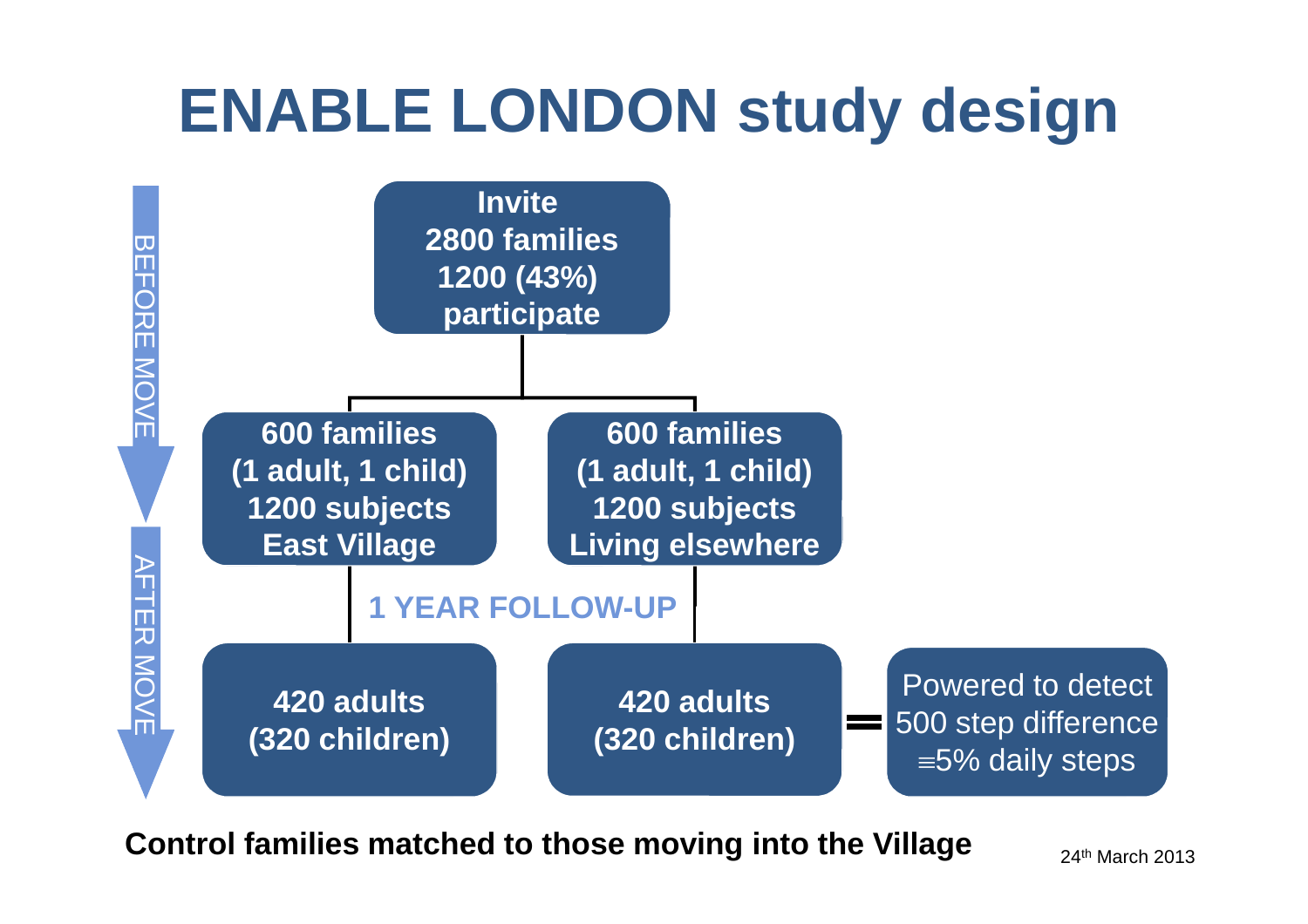# ENABLE LONDON study design

BEFORE MOVE

AFTER MOVE

**Invite 2800 families 1200 (43%) participate**

**600 families (1 adult, 1 child) 1200 subjects East Village**

**600 families (1 adult, 1 child) 1200 subjects Living elsewhere**

**1 YEAR FOLLOW-UP**

**420 adults (320 children)**

**420 adults (320 children)**

=

Powered to detect 500 step difference ≡5% daily steps

**Control families matched to those moving into the Village**

24th March 2013